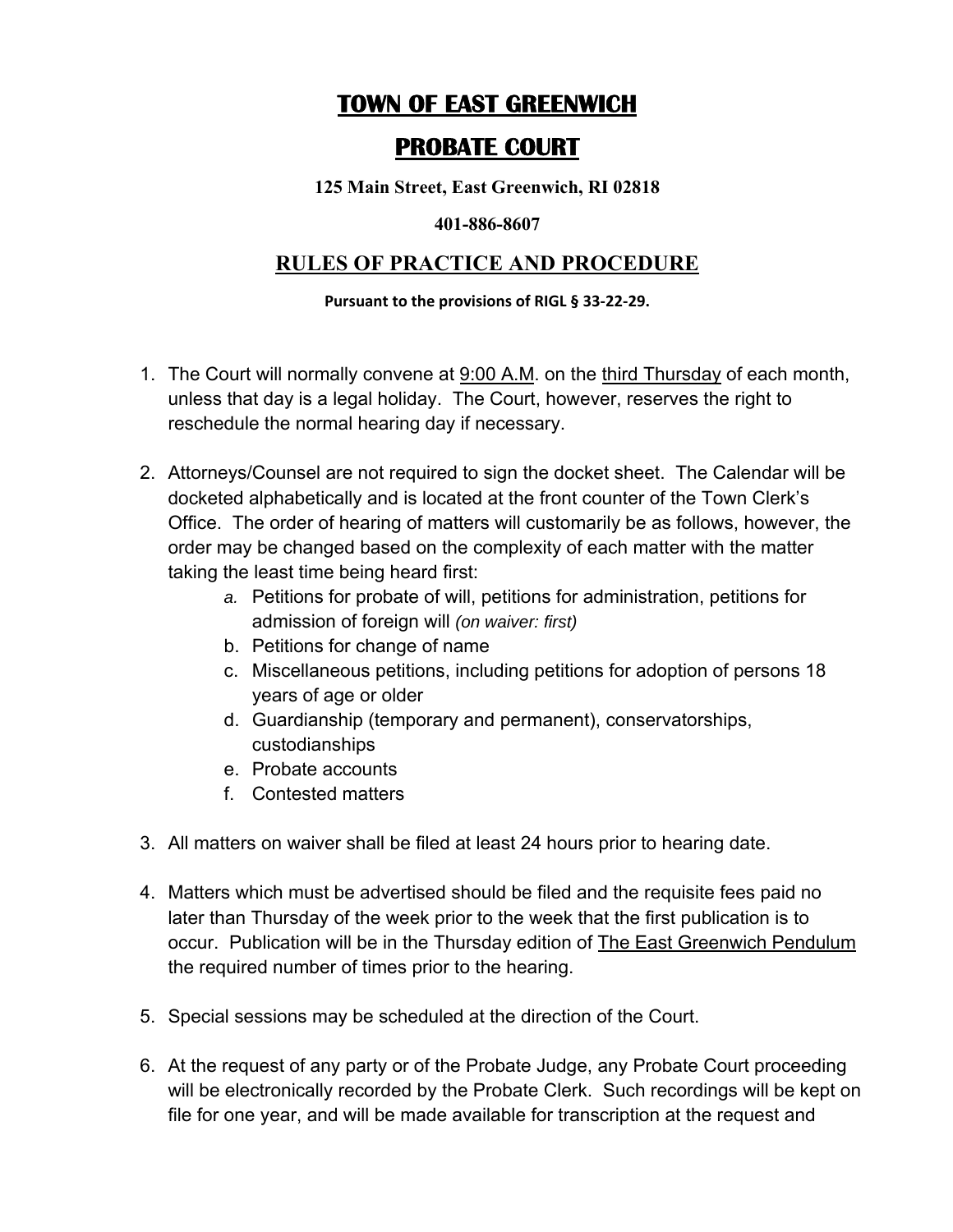# TOWN OF EAST GREENWICH

# PROBATE COURT

**125 Main Street, East Greenwich, RI 02818**

**401-886-8607**

## RULES OF PRACTICE AND PROCEDURE

**Pursuant to the provisions of RIGL § 33-22-29.**

1. The Court will normally convene at 9:00 A.M. on the third Thursday of each month, unless that day is a legal holiday. The Court, however, reserves the right to reschedule the normal hearing day if necessary.

2. Attorneys/Counsel are not required to sign the docket sheet. The Calendar will be docketed alphabetically and is located at the front counter of the Town Clerk's Office. The order of hearing of matters will customarily be as follows, however, the order may be changed based on the complexity of each matter with the matter taking the least time being heard first:
   a. Petitions for probate of will, petitions for administration, petitions for admission of foreign will *(on waiver: first)*
   b. Petitions for change of name
   c. Miscellaneous petitions, including petitions for adoption of persons 18 years of age or older
   d. Guardianship (temporary and permanent), conservatorships, custodianships
   e. Probate accounts
   f. Contested matters

3. All matters on waiver shall be filed at least 24 hours prior to hearing date.

4. Matters which must be advertised should be filed and the requisite fees paid no later than Thursday of the week prior to the week that the first publication is to occur. Publication will be in the Thursday edition of The East Greenwich Pendulum the required number of times prior to the hearing.

5. Special sessions may be scheduled at the direction of the Court.

6. At the request of any party or of the Probate Judge, any Probate Court proceeding will be electronically recorded by the Probate Clerk. Such recordings will be kept on file for one year, and will be made available for transcription at the request and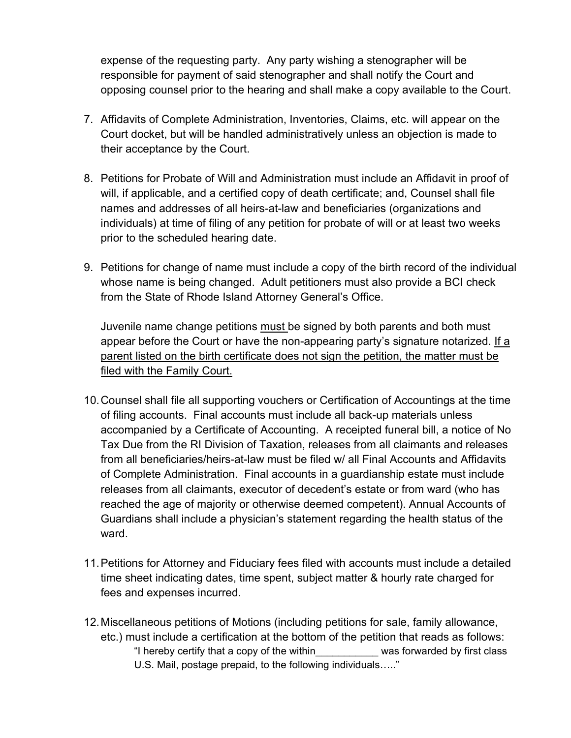expense of the requesting party. Any party wishing a stenographer will be responsible for payment of said stenographer and shall notify the Court and opposing counsel prior to the hearing and shall make a copy available to the Court.

7. Affidavits of Complete Administration, Inventories, Claims, etc. will appear on the Court docket, but will be handled administratively unless an objection is made to their acceptance by the Court.

8. Petitions for Probate of Will and Administration must include an Affidavit in proof of will, if applicable, and a certified copy of death certificate; and, Counsel shall file names and addresses of all heirs-at-law and beneficiaries (organizations and individuals) at time of filing of any petition for probate of will or at least two weeks prior to the scheduled hearing date.

9. Petitions for change of name must include a copy of the birth record of the individual whose name is being changed. Adult petitioners must also provide a BCI check from the State of Rhode Island Attorney General's Office.

   Juvenile name change petitions <u>must</u> be signed by both parents and both must appear before the Court or have the non-appearing party's signature notarized. <u>If a parent listed on the birth certificate does not sign the petition, the matter must be filed with the Family Court.</u>

10. Counsel shall file all supporting vouchers or Certification of Accountings at the time of filing accounts. Final accounts must include all back-up materials unless accompanied by a Certificate of Accounting. A receipted funeral bill, a notice of No Tax Due from the RI Division of Taxation, releases from all claimants and releases from all beneficiaries/heirs-at-law must be filed w/ all Final Accounts and Affidavits of Complete Administration. Final accounts in a guardianship estate must include releases from all claimants, executor of decedent's estate or from ward (who has reached the age of majority or otherwise deemed competent). Annual Accounts of Guardians shall include a physician's statement regarding the health status of the ward.

11. Petitions for Attorney and Fiduciary fees filed with accounts must include a detailed time sheet indicating dates, time spent, subject matter & hourly rate charged for fees and expenses incurred.

12. Miscellaneous petitions of Motions (including petitions for sale, family allowance, etc.) must include a certification at the bottom of the petition that reads as follows:

    "I hereby certify that a copy of the within___________ was forwarded by first class U.S. Mail, postage prepaid, to the following individuals….."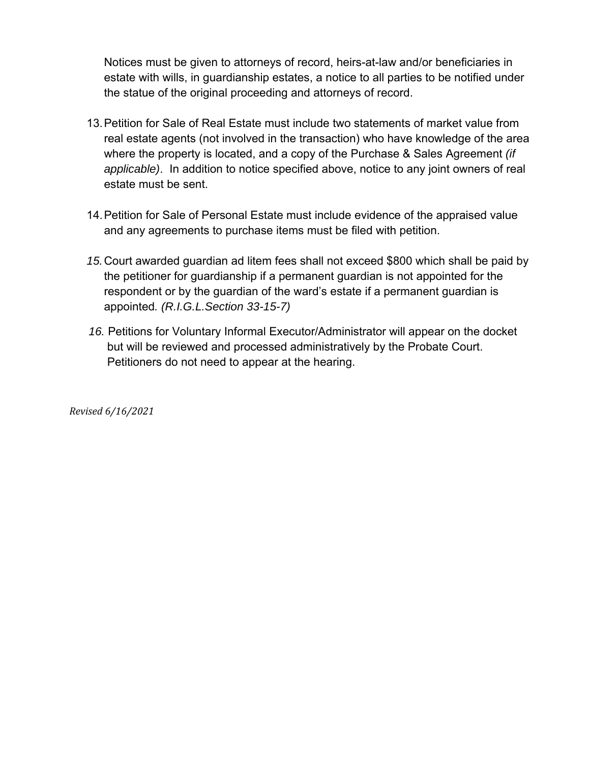Notices must be given to attorneys of record, heirs-at-law and/or beneficiaries in estate with wills, in guardianship estates, a notice to all parties to be notified under the statue of the original proceeding and attorneys of record.

13. Petition for Sale of Real Estate must include two statements of market value from real estate agents (not involved in the transaction) who have knowledge of the area where the property is located, and a copy of the Purchase & Sales Agreement *(if applicable)*. In addition to notice specified above, notice to any joint owners of real estate must be sent.

14. Petition for Sale of Personal Estate must include evidence of the appraised value and any agreements to purchase items must be filed with petition.

15. Court awarded guardian ad litem fees shall not exceed $800 which shall be paid by the petitioner for guardianship if a permanent guardian is not appointed for the respondent or by the guardian of the ward's estate if a permanent guardian is appointed. *(R.I.G.L.Section 33-15-7)*

16. Petitions for Voluntary Informal Executor/Administrator will appear on the docket but will be reviewed and processed administratively by the Probate Court. Petitioners do not need to appear at the hearing.

*Revised 6/16/2021*